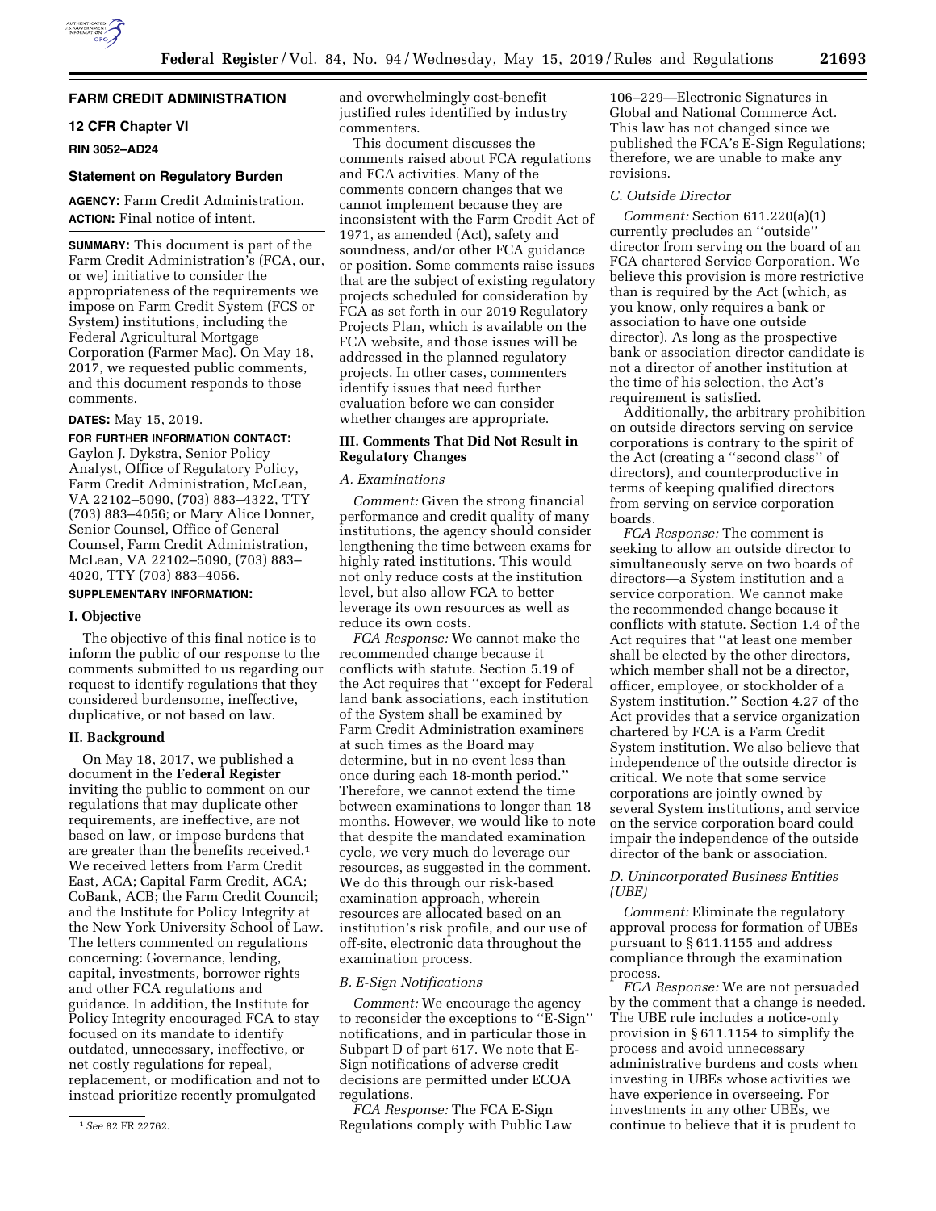## FARM CREDIT ADMINISTRATION

### 12 CFR Chapter VI

**RIN 3052–AD24**

### Statement on Regulatory Burden

**AGENCY:** Farm Credit Administration.

**ACTION:** Final notice of intent.

**SUMMARY:** This document is part of the Farm Credit Administration's (FCA, our, or we) initiative to consider the appropriateness of the requirements we impose on Farm Credit System (FCS or System) institutions, including the Federal Agricultural Mortgage Corporation (Farmer Mac). On May 18, 2017, we requested public comments, and this document responds to those comments.

**DATES:** May 15, 2019.

**FOR FURTHER INFORMATION CONTACT:** Gaylon J. Dykstra, Senior Policy Analyst, Office of Regulatory Policy, Farm Credit Administration, McLean, VA 22102–5090, (703) 883–4322, TTY (703) 883–4056; or Mary Alice Donner, Senior Counsel, Office of General Counsel, Farm Credit Administration, McLean, VA 22102–5090, (703) 883–4020, TTY (703) 883–4056.

**SUPPLEMENTARY INFORMATION:**

#### I. Objective

The objective of this final notice is to inform the public of our response to the comments submitted to us regarding our request to identify regulations that they considered burdensome, ineffective, duplicative, or not based on law.

#### II. Background

On May 18, 2017, we published a document in the **Federal Register** inviting the public to comment on our regulations that may duplicate other requirements, are ineffective, are not based on law, or impose burdens that are greater than the benefits received.[1] We received letters from Farm Credit East, ACA; Capital Farm Credit, ACA; CoBank, ACB; the Farm Credit Council; and the Institute for Policy Integrity at the New York University School of Law. The letters commented on regulations concerning: Governance, lending, capital, investments, borrower rights and other FCA regulations and guidance. In addition, the Institute for Policy Integrity encouraged FCA to stay focused on its mandate to identify outdated, unnecessary, ineffective, or net costly regulations for repeal, replacement, or modification and not to instead prioritize recently promulgated and overwhelmingly cost-benefit justified rules identified by industry commenters.

This document discusses the comments raised about FCA regulations and FCA activities. Many of the comments concern changes that we cannot implement because they are inconsistent with the Farm Credit Act of 1971, as amended (Act), safety and soundness, and/or other FCA guidance or position. Some comments raise issues that are the subject of existing regulatory projects scheduled for consideration by FCA as set forth in our 2019 Regulatory Projects Plan, which is available on the FCA website, and those issues will be addressed in the planned regulatory projects. In other cases, commenters identify issues that need further evaluation before we can consider whether changes are appropriate.

#### III. Comments That Did Not Result in Regulatory Changes

*A. Examinations*

*Comment:* Given the strong financial performance and credit quality of many institutions, the agency should consider lengthening the time between exams for highly rated institutions. This would not only reduce costs at the institution level, but also allow FCA to better leverage its own resources as well as reduce its own costs.

*FCA Response:* We cannot make the recommended change because it conflicts with statute. Section 5.19 of the Act requires that ''except for Federal land bank associations, each institution of the System shall be examined by Farm Credit Administration examiners at such times as the Board may determine, but in no event less than once during each 18-month period.'' Therefore, we cannot extend the time between examinations to longer than 18 months. However, we would like to note that despite the mandated examination cycle, we very much do leverage our resources, as suggested in the comment. We do this through our risk-based examination approach, wherein resources are allocated based on an institution's risk profile, and our use of off-site, electronic data throughout the examination process.

*B. E-Sign Notifications*

*Comment:* We encourage the agency to reconsider the exceptions to ''E-Sign'' notifications, and in particular those in Subpart D of part 617. We note that E-Sign notifications of adverse credit decisions are permitted under ECOA regulations.

*FCA Response:* The FCA E-Sign Regulations comply with Public Law 106–229—Electronic Signatures in Global and National Commerce Act. This law has not changed since we published the FCA's E-Sign Regulations; therefore, we are unable to make any revisions.

*C. Outside Director*

*Comment:* Section 611.220(a)(1) currently precludes an ''outside'' director from serving on the board of an FCA chartered Service Corporation. We believe this provision is more restrictive than is required by the Act (which, as you know, only requires a bank or association to have one outside director). As long as the prospective bank or association director candidate is not a director of another institution at the time of his selection, the Act's requirement is satisfied.

Additionally, the arbitrary prohibition on outside directors serving on service corporations is contrary to the spirit of the Act (creating a ''second class'' of directors), and counterproductive in terms of keeping qualified directors from serving on service corporation boards.

*FCA Response:* The comment is seeking to allow an outside director to simultaneously serve on two boards of directors—a System institution and a service corporation. We cannot make the recommended change because it conflicts with statute. Section 1.4 of the Act requires that ''at least one member shall be elected by the other directors, which member shall not be a director, officer, employee, or stockholder of a System institution.'' Section 4.27 of the Act provides that a service organization chartered by FCA is a Farm Credit System institution. We also believe that independence of the outside director is critical. We note that some service corporations are jointly owned by several System institutions, and service on the service corporation board could impair the independence of the outside director of the bank or association.

*D. Unincorporated Business Entities (UBE)*

*Comment:* Eliminate the regulatory approval process for formation of UBEs pursuant to § 611.1155 and address compliance through the examination process.

*FCA Response:* We are not persuaded by the comment that a change is needed. The UBE rule includes a notice-only provision in § 611.1154 to simplify the process and avoid unnecessary administrative burdens and costs when investing in UBEs whose activities we have experience in overseeing. For investments in any other UBEs, we continue to believe that it is prudent to

[1] *See* 82 FR 22762.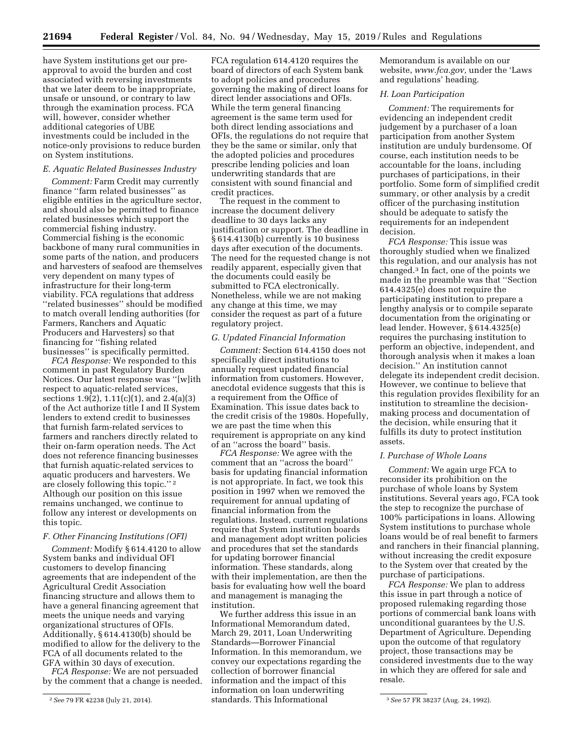have System institutions get our pre-approval to avoid the burden and cost associated with reversing investments that we later deem to be inappropriate, unsafe or unsound, or contrary to law through the examination process. FCA will, however, consider whether additional categories of UBE investments could be included in the notice-only provisions to reduce burden on System institutions.

### E. Aquatic Related Businesses Industry

*Comment:* Farm Credit may currently finance ''farm related businesses'' as eligible entities in the agriculture sector, and should also be permitted to finance related businesses which support the commercial fishing industry. Commercial fishing is the economic backbone of many rural communities in some parts of the nation, and producers and harvesters of seafood are themselves very dependent on many types of infrastructure for their long-term viability. FCA regulations that address ''related businesses'' should be modified to match overall lending authorities (for Farmers, Ranchers and Aquatic Producers and Harvesters) so that financing for ''fishing related businesses'' is specifically permitted.

*FCA Response:* We responded to this comment in past Regulatory Burden Notices. Our latest response was ''[w]ith respect to aquatic-related services, sections 1.9(2), 1.11(c)(1), and 2.4(a)(3) of the Act authorize title I and II System lenders to extend credit to businesses that furnish farm-related services to farmers and ranchers directly related to their on-farm operation needs. The Act does not reference financing businesses that furnish aquatic-related services to aquatic producers and harvesters. We are closely following this topic.'' [2] Although our position on this issue remains unchanged, we continue to follow any interest or developments on this topic.

### F. Other Financing Institutions (OFI)

*Comment:* Modify § 614.4120 to allow System banks and individual OFI customers to develop financing agreements that are independent of the Agricultural Credit Association financing structure and allows them to have a general financing agreement that meets the unique needs and varying organizational structures of OFIs. Additionally, § 614.4130(b) should be modified to allow for the delivery to the FCA of all documents related to the GFA within 30 days of execution.

*FCA Response:* We are not persuaded by the comment that a change is needed. FCA regulation 614.4120 requires the board of directors of each System bank to adopt policies and procedures governing the making of direct loans for direct lender associations and OFIs. While the term general financing agreement is the same term used for both direct lending associations and OFIs, the regulations do not require that they be the same or similar, only that the adopted policies and procedures prescribe lending policies and loan underwriting standards that are consistent with sound financial and credit practices.

The request in the comment to increase the document delivery deadline to 30 days lacks any justification or support. The deadline in § 614.4130(b) currently is 10 business days after execution of the documents. The need for the requested change is not readily apparent, especially given that the documents could easily be submitted to FCA electronically. Nonetheless, while we are not making any change at this time, we may consider the request as part of a future regulatory project.

### G. Updated Financial Information

*Comment:* Section 614.4150 does not specifically direct institutions to annually request updated financial information from customers. However, anecdotal evidence suggests that this is a requirement from the Office of Examination. This issue dates back to the credit crisis of the 1980s. Hopefully, we are past the time when this requirement is appropriate on any kind of an ''across the board'' basis.

*FCA Response:* We agree with the comment that an ''across the board'' basis for updating financial information is not appropriate. In fact, we took this position in 1997 when we removed the requirement for annual updating of financial information from the regulations. Instead, current regulations require that System institution boards and management adopt written policies and procedures that set the standards for updating borrower financial information. These standards, along with their implementation, are then the basis for evaluating how well the board and management is managing the institution.

We further address this issue in an Informational Memorandum dated, March 29, 2011, Loan Underwriting Standards—Borrower Financial Information. In this memorandum, we convey our expectations regarding the collection of borrower financial information and the impact of this information on loan underwriting standards. This Informational Memorandum is available on our website, *www.fca.gov,* under the 'Laws and regulations' heading.

### H. Loan Participation

*Comment:* The requirements for evidencing an independent credit judgement by a purchaser of a loan participation from another System institution are unduly burdensome. Of course, each institution needs to be accountable for the loans, including purchases of participations, in their portfolio. Some form of simplified credit summary, or other analysis by a credit officer of the purchasing institution should be adequate to satisfy the requirements for an independent decision.

*FCA Response:* This issue was thoroughly studied when we finalized this regulation, and our analysis has not changed.[3] In fact, one of the points we made in the preamble was that ''Section 614.4325(e) does not require the participating institution to prepare a lengthy analysis or to compile separate documentation from the originating or lead lender. However, § 614.4325(e) requires the purchasing institution to perform an objective, independent, and thorough analysis when it makes a loan decision.'' An institution cannot delegate its independent credit decision. However, we continue to believe that this regulation provides flexibility for an institution to streamline the decision-making process and documentation of the decision, while ensuring that it fulfills its duty to protect institution assets.

### I. Purchase of Whole Loans

*Comment:* We again urge FCA to reconsider its prohibition on the purchase of whole loans by System institutions. Several years ago, FCA took the step to recognize the purchase of 100% participations in loans. Allowing System institutions to purchase whole loans would be of real benefit to farmers and ranchers in their financial planning, without increasing the credit exposure to the System over that created by the purchase of participations.

*FCA Response:* We plan to address this issue in part through a notice of proposed rulemaking regarding those portions of commercial bank loans with unconditional guarantees by the U.S. Department of Agriculture. Depending upon the outcome of that regulatory project, those transactions may be considered investments due to the way in which they are offered for sale and resale.

---

[2] *See* 79 FR 42238 (July 21, 2014).

[3] *See* 57 FR 38237 (Aug. 24, 1992).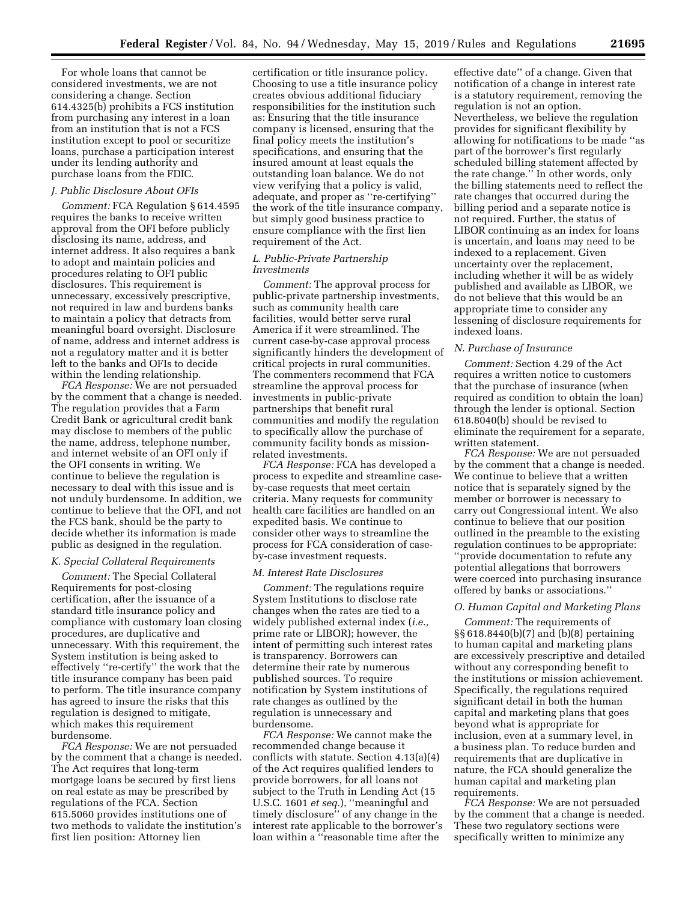For whole loans that cannot be considered investments, we are not considering a change. Section 614.4325(b) prohibits a FCS institution from purchasing any interest in a loan from an institution that is not a FCS institution except to pool or securitize loans, purchase a participation interest under its lending authority and purchase loans from the FDIC.

### *J. Public Disclosure About OFIs*

*Comment:* FCA Regulation § 614.4595 requires the banks to receive written approval from the OFI before publicly disclosing its name, address, and internet address. It also requires a bank to adopt and maintain policies and procedures relating to OFI public disclosures. This requirement is unnecessary, excessively prescriptive, not required in law and burdens banks to maintain a policy that detracts from meaningful board oversight. Disclosure of name, address and internet address is not a regulatory matter and it is better left to the banks and OFIs to decide within the lending relationship.

*FCA Response:* We are not persuaded by the comment that a change is needed. The regulation provides that a Farm Credit Bank or agricultural credit bank may disclose to members of the public the name, address, telephone number, and internet website of an OFI only if the OFI consents in writing. We continue to believe the regulation is necessary to deal with this issue and is not unduly burdensome. In addition, we continue to believe that the OFI, and not the FCS bank, should be the party to decide whether its information is made public as designed in the regulation.

### *K. Special Collateral Requirements*

*Comment:* The Special Collateral Requirements for post-closing certification, after the issuance of a standard title insurance policy and compliance with customary loan closing procedures, are duplicative and unnecessary. With this requirement, the System institution is being asked to effectively ''re-certify'' the work that the title insurance company has been paid to perform. The title insurance company has agreed to insure the risks that this regulation is designed to mitigate, which makes this requirement burdensome.

*FCA Response:* We are not persuaded by the comment that a change is needed. The Act requires that long-term mortgage loans be secured by first liens on real estate as may be prescribed by regulations of the FCA. Section 615.5060 provides institutions one of two methods to validate the institution's first lien position: Attorney lien certification or title insurance policy. Choosing to use a title insurance policy creates obvious additional fiduciary responsibilities for the institution such as: Ensuring that the title insurance company is licensed, ensuring that the final policy meets the institution's specifications, and ensuring that the insured amount at least equals the outstanding loan balance. We do not view verifying that a policy is valid, adequate, and proper as ''re-certifying'' the work of the title insurance company, but simply good business practice to ensure compliance with the first lien requirement of the Act.

### *L. Public-Private Partnership Investments*

*Comment:* The approval process for public-private partnership investments, such as community health care facilities, would better serve rural America if it were streamlined. The current case-by-case approval process significantly hinders the development of critical projects in rural communities. The commenters recommend that FCA streamline the approval process for investments in public-private partnerships that benefit rural communities and modify the regulation to specifically allow the purchase of community facility bonds as mission-related investments.

*FCA Response:* FCA has developed a process to expedite and streamline case-by-case requests that meet certain criteria. Many requests for community health care facilities are handled on an expedited basis. We continue to consider other ways to streamline the process for FCA consideration of case-by-case investment requests.

### *M. Interest Rate Disclosures*

*Comment:* The regulations require System Institutions to disclose rate changes when the rates are tied to a widely published external index (*i.e.,* prime rate or LIBOR); however, the intent of permitting such interest rates is transparency. Borrowers can determine their rate by numerous published sources. To require notification by System institutions of rate changes as outlined by the regulation is unnecessary and burdensome.

*FCA Response:* We cannot make the recommended change because it conflicts with statute. Section 4.13(a)(4) of the Act requires qualified lenders to provide borrowers, for all loans not subject to the Truth in Lending Act (15 U.S.C. 1601 *et seq.*), ''meaningful and timely disclosure'' of any change in the interest rate applicable to the borrower's loan within a ''reasonable time after the effective date'' of a change. Given that notification of a change in interest rate is a statutory requirement, removing the regulation is not an option. Nevertheless, we believe the regulation provides for significant flexibility by allowing for notifications to be made ''as part of the borrower's first regularly scheduled billing statement affected by the rate change.'' In other words, only the billing statements need to reflect the rate changes that occurred during the billing period and a separate notice is not required. Further, the status of LIBOR continuing as an index for loans is uncertain, and loans may need to be indexed to a replacement. Given uncertainty over the replacement, including whether it will be as widely published and available as LIBOR, we do not believe that this would be an appropriate time to consider any lessening of disclosure requirements for indexed loans.

### *N. Purchase of Insurance*

*Comment:* Section 4.29 of the Act requires a written notice to customers that the purchase of insurance (when required as condition to obtain the loan) through the lender is optional. Section 618.8040(b) should be revised to eliminate the requirement for a separate, written statement.

*FCA Response:* We are not persuaded by the comment that a change is needed. We continue to believe that a written notice that is separately signed by the member or borrower is necessary to carry out Congressional intent. We also continue to believe that our position outlined in the preamble to the existing regulation continues to be appropriate: ''provide documentation to refute any potential allegations that borrowers were coerced into purchasing insurance offered by banks or associations.''

### *O. Human Capital and Marketing Plans*

*Comment:* The requirements of §§ 618.8440(b)(7) and (b)(8) pertaining to human capital and marketing plans are excessively prescriptive and detailed without any corresponding benefit to the institutions or mission achievement. Specifically, the regulations required significant detail in both the human capital and marketing plans that goes beyond what is appropriate for inclusion, even at a summary level, in a business plan. To reduce burden and requirements that are duplicative in nature, the FCA should generalize the human capital and marketing plan requirements.

*FCA Response:* We are not persuaded by the comment that a change is needed. These two regulatory sections were specifically written to minimize any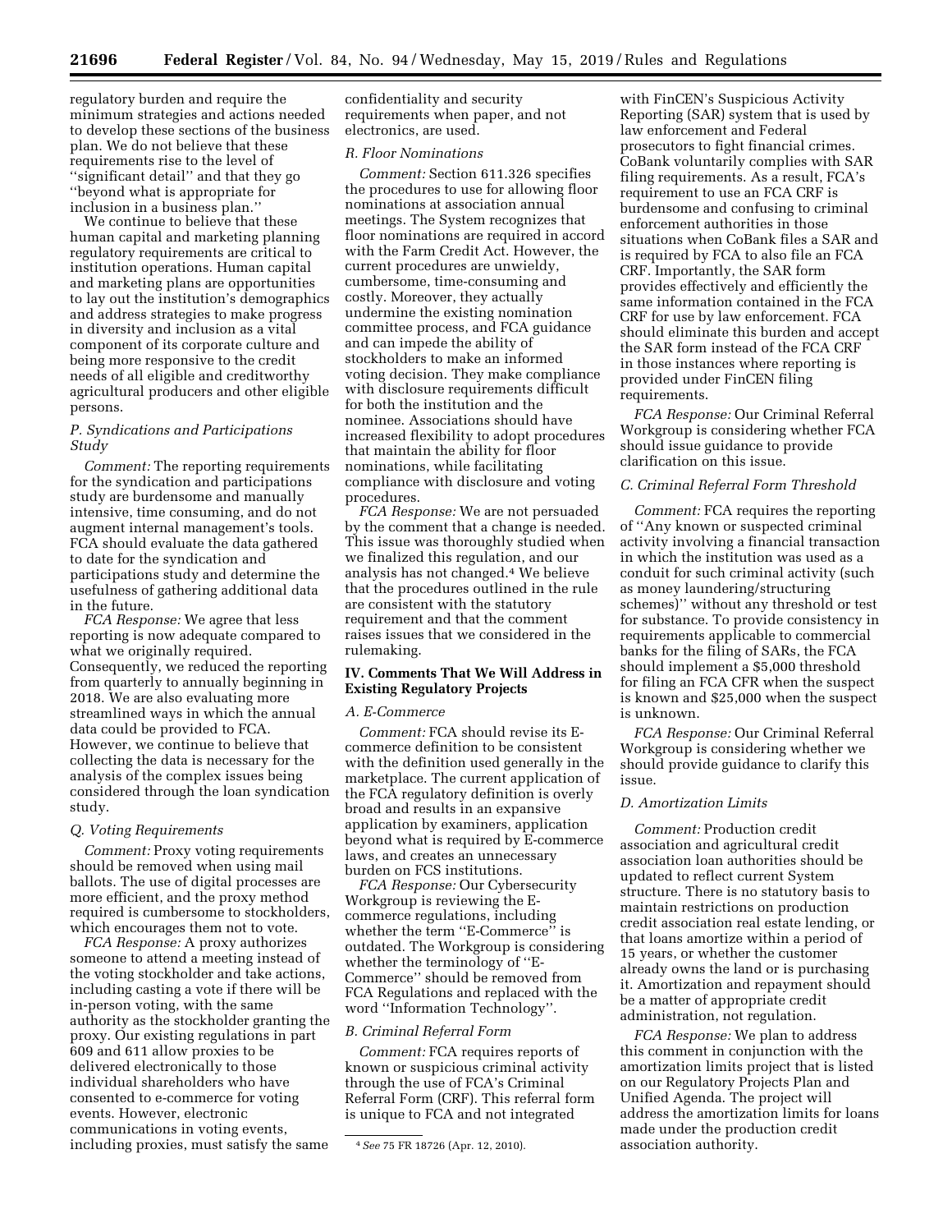regulatory burden and require the minimum strategies and actions needed to develop these sections of the business plan. We do not believe that these requirements rise to the level of ''significant detail'' and that they go ''beyond what is appropriate for inclusion in a business plan.''

We continue to believe that these human capital and marketing planning regulatory requirements are critical to institution operations. Human capital and marketing plans are opportunities to lay out the institution's demographics and address strategies to make progress in diversity and inclusion as a vital component of its corporate culture and being more responsive to the credit needs of all eligible and creditworthy agricultural producers and other eligible persons.

### *P. Syndications and Participations Study*

*Comment:* The reporting requirements for the syndication and participations study are burdensome and manually intensive, time consuming, and do not augment internal management's tools. FCA should evaluate the data gathered to date for the syndication and participations study and determine the usefulness of gathering additional data in the future.

*FCA Response:* We agree that less reporting is now adequate compared to what we originally required. Consequently, we reduced the reporting from quarterly to annually beginning in 2018. We are also evaluating more streamlined ways in which the annual data could be provided to FCA. However, we continue to believe that collecting the data is necessary for the analysis of the complex issues being considered through the loan syndication study.

### *Q. Voting Requirements*

*Comment:* Proxy voting requirements should be removed when using mail ballots. The use of digital processes are more efficient, and the proxy method required is cumbersome to stockholders, which encourages them not to vote.

*FCA Response:* A proxy authorizes someone to attend a meeting instead of the voting stockholder and take actions, including casting a vote if there will be in-person voting, with the same authority as the stockholder granting the proxy. Our existing regulations in part 609 and 611 allow proxies to be delivered electronically to those individual shareholders who have consented to e-commerce for voting events. However, electronic communications in voting events, including proxies, must satisfy the same confidentiality and security requirements when paper, and not electronics, are used.

### *R. Floor Nominations*

*Comment:* Section 611.326 specifies the procedures to use for allowing floor nominations at association annual meetings. The System recognizes that floor nominations are required in accord with the Farm Credit Act. However, the current procedures are unwieldy, cumbersome, time-consuming and costly. Moreover, they actually undermine the existing nomination committee process, and FCA guidance and can impede the ability of stockholders to make an informed voting decision. They make compliance with disclosure requirements difficult for both the institution and the nominee. Associations should have increased flexibility to adopt procedures that maintain the ability for floor nominations, while facilitating compliance with disclosure and voting procedures.

*FCA Response:* We are not persuaded by the comment that a change is needed. This issue was thoroughly studied when we finalized this regulation, and our analysis has not changed.[4] We believe that the procedures outlined in the rule are consistent with the statutory requirement and that the comment raises issues that we considered in the rulemaking.

## IV. Comments That We Will Address in Existing Regulatory Projects

### *A. E-Commerce*

*Comment:* FCA should revise its E-commerce definition to be consistent with the definition used generally in the marketplace. The current application of the FCA regulatory definition is overly broad and results in an expansive application by examiners, application beyond what is required by E-commerce laws, and creates an unnecessary burden on FCS institutions.

*FCA Response:* Our Cybersecurity Workgroup is reviewing the E-commerce regulations, including whether the term ''E-Commerce'' is outdated. The Workgroup is considering whether the terminology of ''E-Commerce'' should be removed from FCA Regulations and replaced with the word ''Information Technology''.

### *B. Criminal Referral Form*

*Comment:* FCA requires reports of known or suspicious criminal activity through the use of FCA's Criminal Referral Form (CRF). This referral form is unique to FCA and not integrated with FinCEN's Suspicious Activity Reporting (SAR) system that is used by law enforcement and Federal prosecutors to fight financial crimes. CoBank voluntarily complies with SAR filing requirements. As a result, FCA's requirement to use an FCA CRF is burdensome and confusing to criminal enforcement authorities in those situations when CoBank files a SAR and is required by FCA to also file an FCA CRF. Importantly, the SAR form provides effectively and efficiently the same information contained in the FCA CRF for use by law enforcement. FCA should eliminate this burden and accept the SAR form instead of the FCA CRF in those instances where reporting is provided under FinCEN filing requirements.

*FCA Response:* Our Criminal Referral Workgroup is considering whether FCA should issue guidance to provide clarification on this issue.

### *C. Criminal Referral Form Threshold*

*Comment:* FCA requires the reporting of ''Any known or suspected criminal activity involving a financial transaction in which the institution was used as a conduit for such criminal activity (such as money laundering/structuring schemes)'' without any threshold or test for substance. To provide consistency in requirements applicable to commercial banks for the filing of SARs, the FCA should implement a $5,000 threshold for filing an FCA CFR when the suspect is known and $25,000 when the suspect is unknown.

*FCA Response:* Our Criminal Referral Workgroup is considering whether we should provide guidance to clarify this issue.

### *D. Amortization Limits*

*Comment:* Production credit association and agricultural credit association loan authorities should be updated to reflect current System structure. There is no statutory basis to maintain restrictions on production credit association real estate lending, or that loans amortize within a period of 15 years, or whether the customer already owns the land or is purchasing it. Amortization and repayment should be a matter of appropriate credit administration, not regulation.

*FCA Response:* We plan to address this comment in conjunction with the amortization limits project that is listed on our Regulatory Projects Plan and Unified Agenda. The project will address the amortization limits for loans made under the production credit association authority.

---

[4] *See* 75 FR 18726 (Apr. 12, 2010).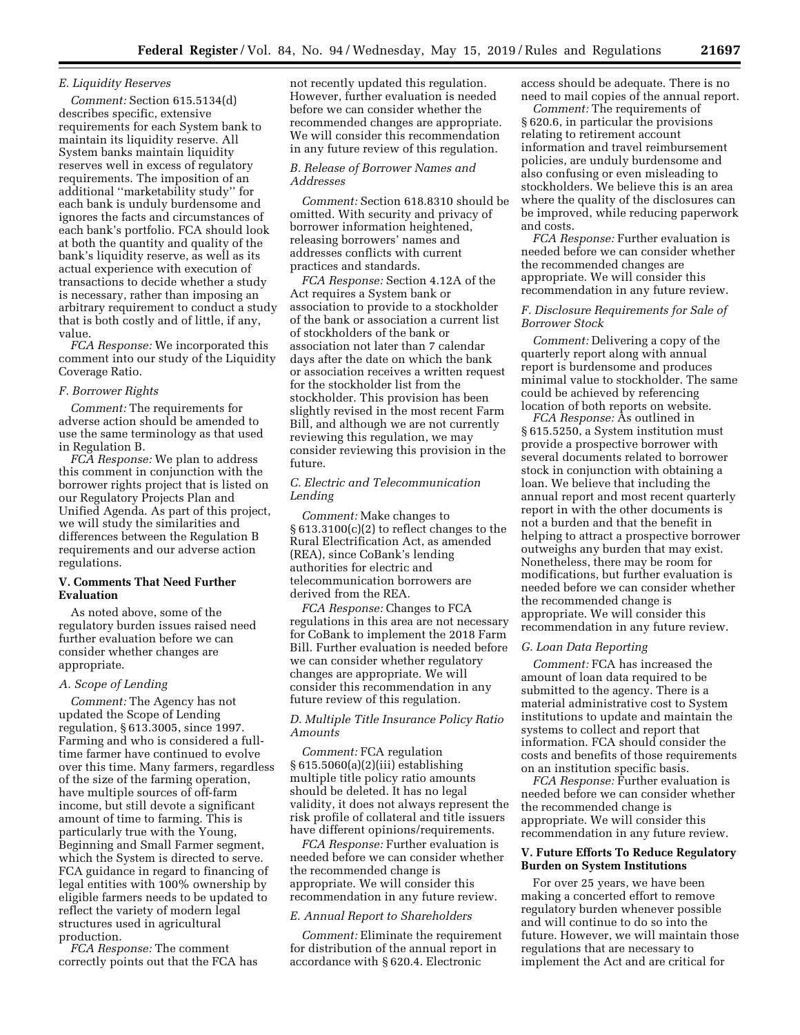### E. Liquidity Reserves

*Comment:* Section 615.5134(d) describes specific, extensive requirements for each System bank to maintain its liquidity reserve. All System banks maintain liquidity reserves well in excess of regulatory requirements. The imposition of an additional ''marketability study'' for each bank is unduly burdensome and ignores the facts and circumstances of each bank's portfolio. FCA should look at both the quantity and quality of the bank's liquidity reserve, as well as its actual experience with execution of transactions to decide whether a study is necessary, rather than imposing an arbitrary requirement to conduct a study that is both costly and of little, if any, value.

*FCA Response:* We incorporated this comment into our study of the Liquidity Coverage Ratio.

### F. Borrower Rights

*Comment:* The requirements for adverse action should be amended to use the same terminology as that used in Regulation B.

*FCA Response:* We plan to address this comment in conjunction with the borrower rights project that is listed on our Regulatory Projects Plan and Unified Agenda. As part of this project, we will study the similarities and differences between the Regulation B requirements and our adverse action regulations.

## V. Comments That Need Further Evaluation

As noted above, some of the regulatory burden issues raised need further evaluation before we can consider whether changes are appropriate.

### A. Scope of Lending

*Comment:* The Agency has not updated the Scope of Lending regulation, § 613.3005, since 1997. Farming and who is considered a full-time farmer have continued to evolve over this time. Many farmers, regardless of the size of the farming operation, have multiple sources of off-farm income, but still devote a significant amount of time to farming. This is particularly true with the Young, Beginning and Small Farmer segment, which the System is directed to serve. FCA guidance in regard to financing of legal entities with 100% ownership by eligible farmers needs to be updated to reflect the variety of modern legal structures used in agricultural production.

*FCA Response:* The comment correctly points out that the FCA has not recently updated this regulation. However, further evaluation is needed before we can consider whether the recommended changes are appropriate. We will consider this recommendation in any future review of this regulation.

### B. Release of Borrower Names and Addresses

*Comment:* Section 618.8310 should be omitted. With security and privacy of borrower information heightened, releasing borrowers' names and addresses conflicts with current practices and standards.

*FCA Response:* Section 4.12A of the Act requires a System bank or association to provide to a stockholder of the bank or association a current list of stockholders of the bank or association not later than 7 calendar days after the date on which the bank or association receives a written request for the stockholder list from the stockholder. This provision has been slightly revised in the most recent Farm Bill, and although we are not currently reviewing this regulation, we may consider reviewing this provision in the future.

### C. Electric and Telecommunication Lending

*Comment:* Make changes to § 613.3100(c)(2) to reflect changes to the Rural Electrification Act, as amended (REA), since CoBank's lending authorities for electric and telecommunication borrowers are derived from the REA.

*FCA Response:* Changes to FCA regulations in this area are not necessary for CoBank to implement the 2018 Farm Bill. Further evaluation is needed before we can consider whether regulatory changes are appropriate. We will consider this recommendation in any future review of this regulation.

### D. Multiple Title Insurance Policy Ratio Amounts

*Comment:* FCA regulation § 615.5060(a)(2)(iii) establishing multiple title policy ratio amounts should be deleted. It has no legal validity, it does not always represent the risk profile of collateral and title issuers have different opinions/requirements.

*FCA Response:* Further evaluation is needed before we can consider whether the recommended change is appropriate. We will consider this recommendation in any future review.

### E. Annual Report to Shareholders

*Comment:* Eliminate the requirement for distribution of the annual report in accordance with § 620.4. Electronic access should be adequate. There is no need to mail copies of the annual report.

*Comment:* The requirements of § 620.6, in particular the provisions relating to retirement account information and travel reimbursement policies, are unduly burdensome and also confusing or even misleading to stockholders. We believe this is an area where the quality of the disclosures can be improved, while reducing paperwork and costs.

*FCA Response:* Further evaluation is needed before we can consider whether the recommended changes are appropriate. We will consider this recommendation in any future review.

### F. Disclosure Requirements for Sale of Borrower Stock

*Comment:* Delivering a copy of the quarterly report along with annual report is burdensome and produces minimal value to stockholder. The same could be achieved by referencing location of both reports on website.

*FCA Response:* As outlined in § 615.5250, a System institution must provide a prospective borrower with several documents related to borrower stock in conjunction with obtaining a loan. We believe that including the annual report and most recent quarterly report in with the other documents is not a burden and that the benefit in helping to attract a prospective borrower outweighs any burden that may exist. Nonetheless, there may be room for modifications, but further evaluation is needed before we can consider whether the recommended change is appropriate. We will consider this recommendation in any future review.

### G. Loan Data Reporting

*Comment:* FCA has increased the amount of loan data required to be submitted to the agency. There is a material administrative cost to System institutions to update and maintain the systems to collect and report that information. FCA should consider the costs and benefits of those requirements on an institution specific basis.

*FCA Response:* Further evaluation is needed before we can consider whether the recommended change is appropriate. We will consider this recommendation in any future review.

## V. Future Efforts To Reduce Regulatory Burden on System Institutions

For over 25 years, we have been making a concerted effort to remove regulatory burden whenever possible and will continue to do so into the future. However, we will maintain those regulations that are necessary to implement the Act and are critical for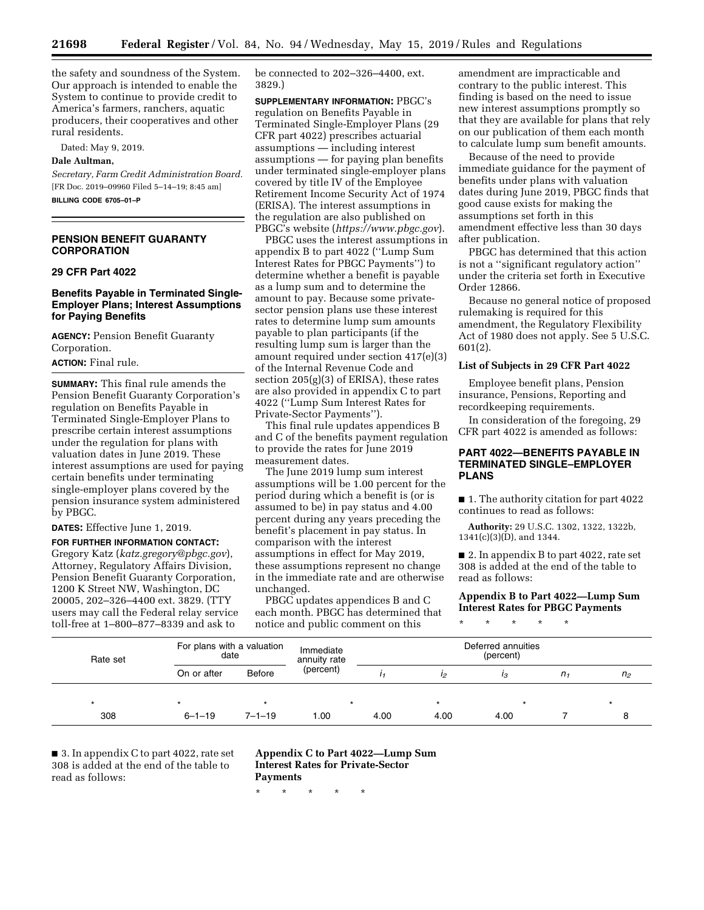the safety and soundness of the System. Our approach is intended to enable the System to continue to provide credit to America's farmers, ranchers, aquatic producers, their cooperatives and other rural residents.

Dated: May 9, 2019.

**Dale Aultman,**

*Secretary, Farm Credit Administration Board.*

[FR Doc. 2019–09960 Filed 5–14–19; 8:45 am]

**BILLING CODE 6705–01–P**

## PENSION BENEFIT GUARANTY CORPORATION

## 29 CFR Part 4022

## Benefits Payable in Terminated Single-Employer Plans; Interest Assumptions for Paying Benefits

**AGENCY:** Pension Benefit Guaranty Corporation.

**ACTION:** Final rule.

**SUMMARY:** This final rule amends the Pension Benefit Guaranty Corporation's regulation on Benefits Payable in Terminated Single-Employer Plans to prescribe certain interest assumptions under the regulation for plans with valuation dates in June 2019. These interest assumptions are used for paying certain benefits under terminating single-employer plans covered by the pension insurance system administered by PBGC.

**DATES:** Effective June 1, 2019.

**FOR FURTHER INFORMATION CONTACT:** Gregory Katz (*katz.gregory@pbgc.gov*), Attorney, Regulatory Affairs Division, Pension Benefit Guaranty Corporation, 1200 K Street NW, Washington, DC 20005, 202–326–4400 ext. 3829. (TTY users may call the Federal relay service toll-free at 1–800–877–8339 and ask to be connected to 202–326–4400, ext. 3829.)

**SUPPLEMENTARY INFORMATION:** PBGC's regulation on Benefits Payable in Terminated Single-Employer Plans (29 CFR part 4022) prescribes actuarial assumptions — including interest assumptions — for paying plan benefits under terminated single-employer plans covered by title IV of the Employee Retirement Income Security Act of 1974 (ERISA). The interest assumptions in the regulation are also published on PBGC's website (*https://www.pbgc.gov*).

PBGC uses the interest assumptions in appendix B to part 4022 (''Lump Sum Interest Rates for PBGC Payments'') to determine whether a benefit is payable as a lump sum and to determine the amount to pay. Because some private-sector pension plans use these interest rates to determine lump sum amounts payable to plan participants (if the resulting lump sum is larger than the amount required under section 417(e)(3) of the Internal Revenue Code and section 205(g)(3) of ERISA), these rates are also provided in appendix C to part 4022 (''Lump Sum Interest Rates for Private-Sector Payments'').

This final rule updates appendices B and C of the benefits payment regulation to provide the rates for June 2019 measurement dates.

The June 2019 lump sum interest assumptions will be 1.00 percent for the period during which a benefit is (or is assumed to be) in pay status and 4.00 percent during any years preceding the benefit's placement in pay status. In comparison with the interest assumptions in effect for May 2019, these assumptions represent no change in the immediate rate and are otherwise unchanged.

PBGC updates appendices B and C each month. PBGC has determined that notice and public comment on this amendment are impracticable and contrary to the public interest. This finding is based on the need to issue new interest assumptions promptly so that they are available for plans that rely on our publication of them each month to calculate lump sum benefit amounts.

Because of the need to provide immediate guidance for the payment of benefits under plans with valuation dates during June 2019, PBGC finds that good cause exists for making the assumptions set forth in this amendment effective less than 30 days after publication.

PBGC has determined that this action is not a ''significant regulatory action'' under the criteria set forth in Executive Order 12866.

Because no general notice of proposed rulemaking is required for this amendment, the Regulatory Flexibility Act of 1980 does not apply. See 5 U.S.C. 601(2).

### List of Subjects in 29 CFR Part 4022

Employee benefit plans, Pension insurance, Pensions, Reporting and recordkeeping requirements.

In consideration of the foregoing, 29 CFR part 4022 is amended as follows:

## PART 4022—BENEFITS PAYABLE IN TERMINATED SINGLE–EMPLOYER PLANS

■ 1. The authority citation for part 4022 continues to read as follows:

**Authority:** 29 U.S.C. 1302, 1322, 1322b, 1341(c)(3)(D), and 1344.

■ 2. In appendix B to part 4022, rate set 308 is added at the end of the table to read as follows:

### Appendix B to Part 4022—Lump Sum Interest Rates for PBGC Payments

\* \* \* \* \*

| Rate set | For plans with a valuation date | | Immediate annuity rate (percent) | Deferred annuities (percent) | | | | |
|---|---|---|---|---|---|---|---|---|
| | On or after | Before | | $i_1$ | $i_2$ | $i_3$ | $n_1$ | $n_2$ |
| * | * | * | * | | * | * | | * |
| 308 | 6–1–19 | 7–1–19 | 1.00 | 4.00 | 4.00 | 4.00 | 7 | 8 |

■ 3. In appendix C to part 4022, rate set 308 is added at the end of the table to read as follows:

### Appendix C to Part 4022—Lump Sum Interest Rates for Private-Sector Payments

\* \* \* \* \*